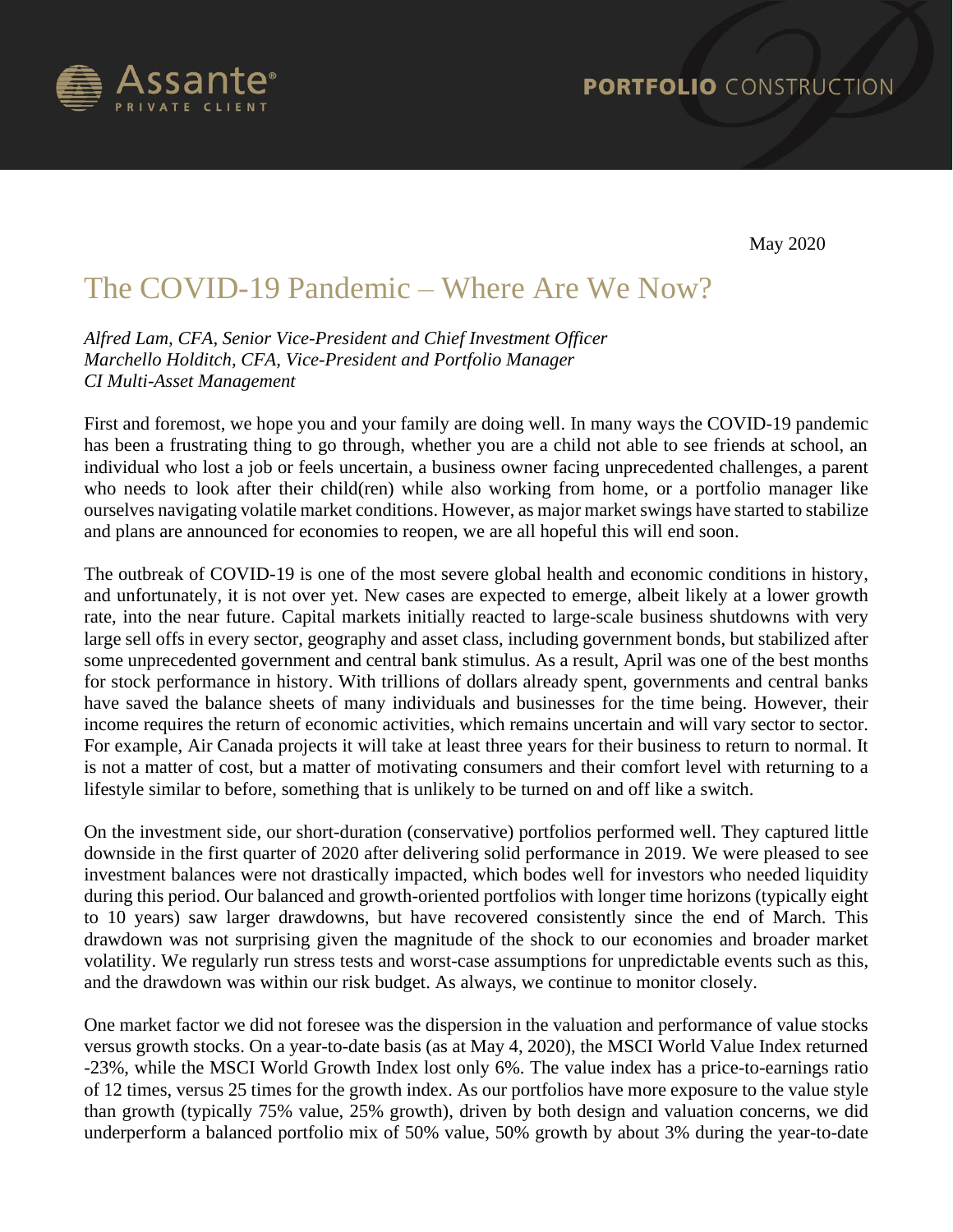May 2020

# The COVID-19 Pandemic – Where Are We Now?

*Alfred Lam, CFA, Senior Vice-President and Chief Investment Officer*
*Marchello Holditch, CFA, Vice-President and Portfolio Manager*
*CI Multi-Asset Management*

First and foremost, we hope you and your family are doing well. In many ways the COVID-19 pandemic has been a frustrating thing to go through, whether you are a child not able to see friends at school, an individual who lost a job or feels uncertain, a business owner facing unprecedented challenges, a parent who needs to look after their child(ren) while also working from home, or a portfolio manager like ourselves navigating volatile market conditions. However, as major market swings have started to stabilize and plans are announced for economies to reopen, we are all hopeful this will end soon.

The outbreak of COVID-19 is one of the most severe global health and economic conditions in history, and unfortunately, it is not over yet. New cases are expected to emerge, albeit likely at a lower growth rate, into the near future. Capital markets initially reacted to large-scale business shutdowns with very large sell offs in every sector, geography and asset class, including government bonds, but stabilized after some unprecedented government and central bank stimulus. As a result, April was one of the best months for stock performance in history. With trillions of dollars already spent, governments and central banks have saved the balance sheets of many individuals and businesses for the time being. However, their income requires the return of economic activities, which remains uncertain and will vary sector to sector. For example, Air Canada projects it will take at least three years for their business to return to normal. It is not a matter of cost, but a matter of motivating consumers and their comfort level with returning to a lifestyle similar to before, something that is unlikely to be turned on and off like a switch.

On the investment side, our short-duration (conservative) portfolios performed well. They captured little downside in the first quarter of 2020 after delivering solid performance in 2019. We were pleased to see investment balances were not drastically impacted, which bodes well for investors who needed liquidity during this period. Our balanced and growth-oriented portfolios with longer time horizons (typically eight to 10 years) saw larger drawdowns, but have recovered consistently since the end of March. This drawdown was not surprising given the magnitude of the shock to our economies and broader market volatility. We regularly run stress tests and worst-case assumptions for unpredictable events such as this, and the drawdown was within our risk budget. As always, we continue to monitor closely.

One market factor we did not foresee was the dispersion in the valuation and performance of value stocks versus growth stocks. On a year-to-date basis (as at May 4, 2020), the MSCI World Value Index returned -23%, while the MSCI World Growth Index lost only 6%. The value index has a price-to-earnings ratio of 12 times, versus 25 times for the growth index. As our portfolios have more exposure to the value style than growth (typically 75% value, 25% growth), driven by both design and valuation concerns, we did underperform a balanced portfolio mix of 50% value, 50% growth by about 3% during the year-to-date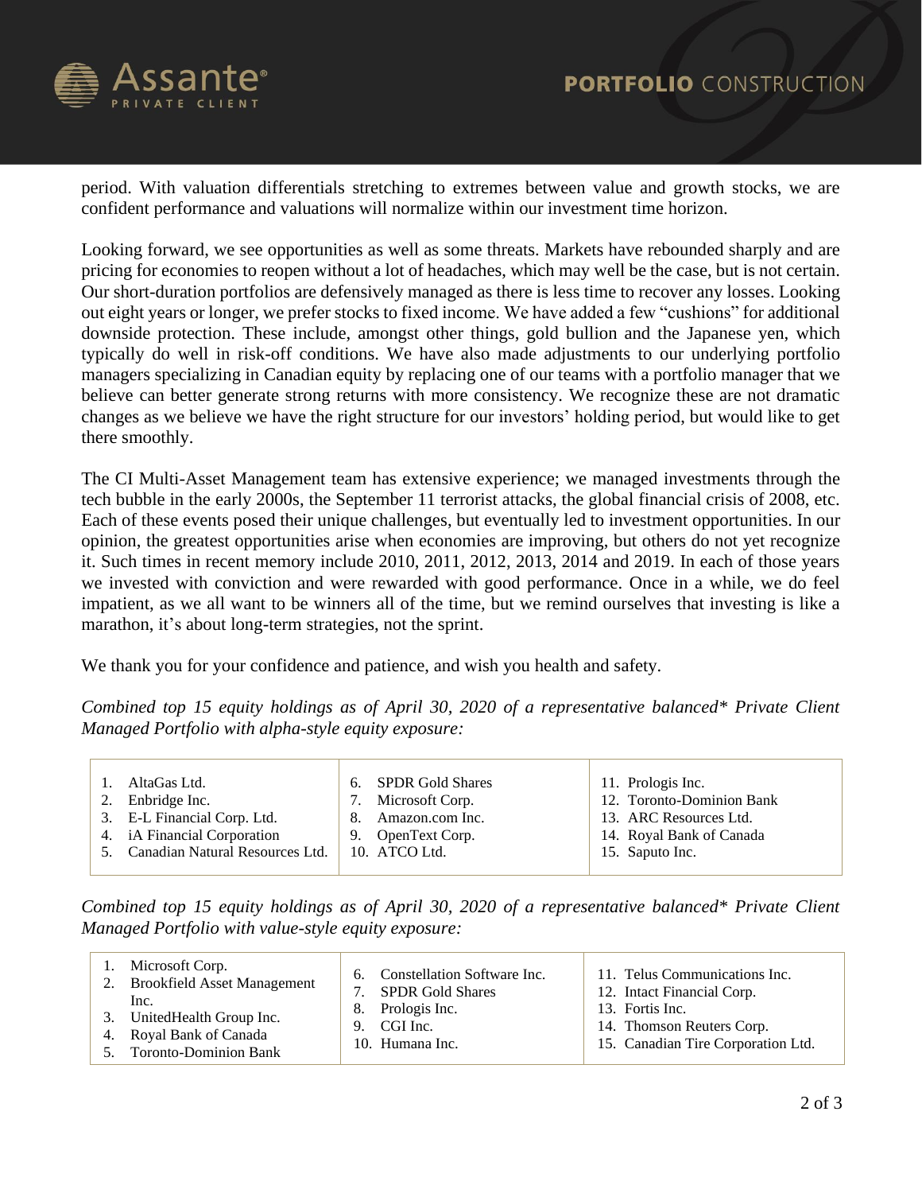period. With valuation differentials stretching to extremes between value and growth stocks, we are confident performance and valuations will normalize within our investment time horizon.

Looking forward, we see opportunities as well as some threats. Markets have rebounded sharply and are pricing for economies to reopen without a lot of headaches, which may well be the case, but is not certain. Our short-duration portfolios are defensively managed as there is less time to recover any losses. Looking out eight years or longer, we prefer stocks to fixed income. We have added a few "cushions" for additional downside protection. These include, amongst other things, gold bullion and the Japanese yen, which typically do well in risk-off conditions. We have also made adjustments to our underlying portfolio managers specializing in Canadian equity by replacing one of our teams with a portfolio manager that we believe can better generate strong returns with more consistency. We recognize these are not dramatic changes as we believe we have the right structure for our investors' holding period, but would like to get there smoothly.

The CI Multi-Asset Management team has extensive experience; we managed investments through the tech bubble in the early 2000s, the September 11 terrorist attacks, the global financial crisis of 2008, etc. Each of these events posed their unique challenges, but eventually led to investment opportunities. In our opinion, the greatest opportunities arise when economies are improving, but others do not yet recognize it. Such times in recent memory include 2010, 2011, 2012, 2013, 2014 and 2019. In each of those years we invested with conviction and were rewarded with good performance. Once in a while, we do feel impatient, as we all want to be winners all of the time, but we remind ourselves that investing is like a marathon, it's about long-term strategies, not the sprint.

We thank you for your confidence and patience, and wish you health and safety.

*Combined top 15 equity holdings as of April 30, 2020 of a representative balanced* Private Client Managed Portfolio with alpha-style equity exposure:*

| | | |
|---|---|---|
| 1. AltaGas Ltd. | 6. SPDR Gold Shares | 11. Prologis Inc. |
| 2. Enbridge Inc. | 7. Microsoft Corp. | 12. Toronto-Dominion Bank |
| 3. E-L Financial Corp. Ltd. | 8. Amazon.com Inc. | 13. ARC Resources Ltd. |
| 4. iA Financial Corporation | 9. OpenText Corp. | 14. Royal Bank of Canada |
| 5. Canadian Natural Resources Ltd. | 10. ATCO Ltd. | 15. Saputo Inc. |

*Combined top 15 equity holdings as of April 30, 2020 of a representative balanced* Private Client Managed Portfolio with value-style equity exposure:*

| | | |
|---|---|---|
| 1. Microsoft Corp. | 6. Constellation Software Inc. | 11. Telus Communications Inc. |
| 2. Brookfield Asset Management Inc. | 7. SPDR Gold Shares | 12. Intact Financial Corp. |
| 3. UnitedHealth Group Inc. | 8. Prologis Inc. | 13. Fortis Inc. |
| 4. Royal Bank of Canada | 9. CGI Inc. | 14. Thomson Reuters Corp. |
| 5. Toronto-Dominion Bank | 10. Humana Inc. | 15. Canadian Tire Corporation Ltd. |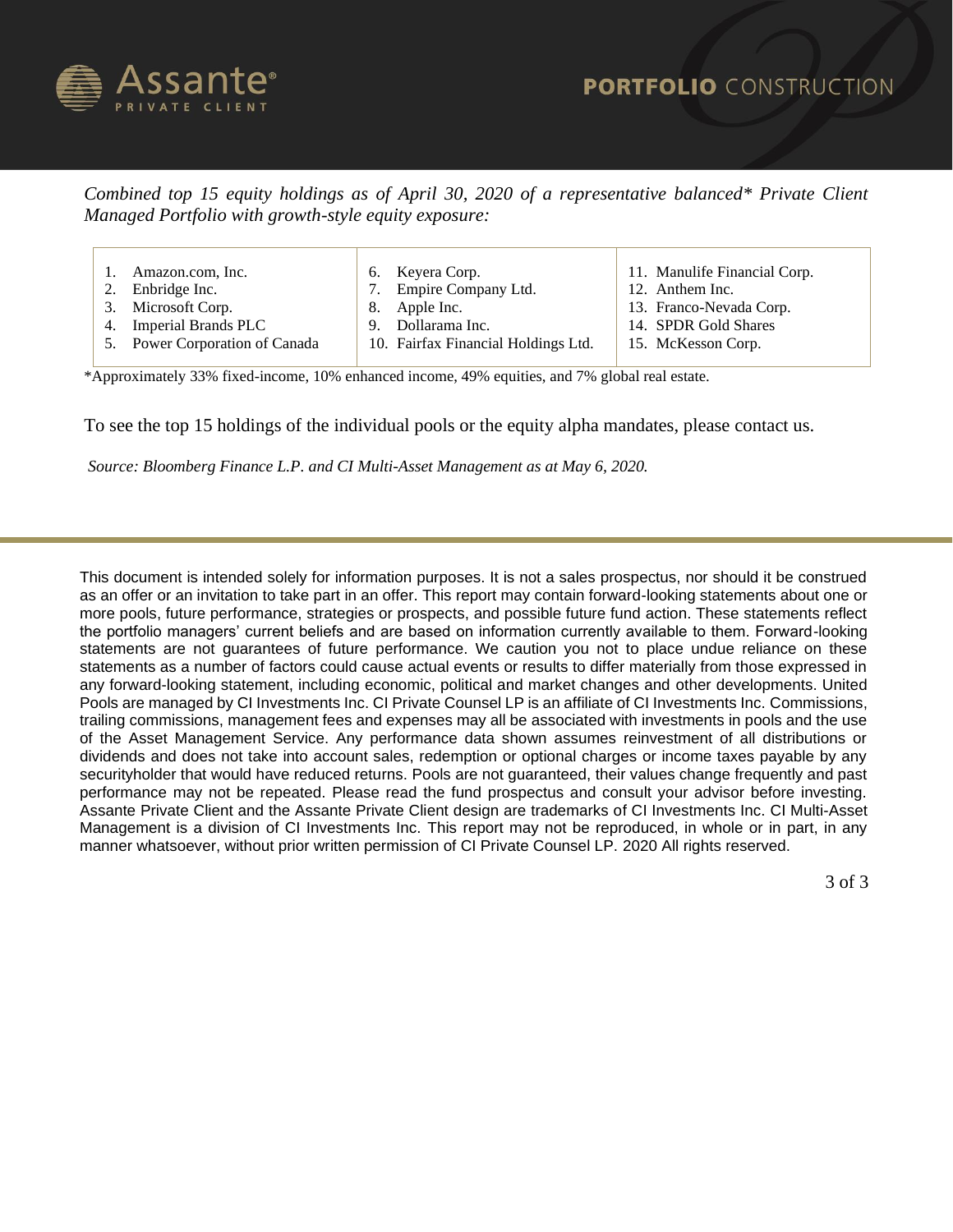Assante® PRIVATE CLIENT

**PORTFOLIO** CONSTRUCTION

*Combined top 15 equity holdings as of April 30, 2020 of a representative balanced\* Private Client Managed Portfolio with growth-style equity exposure:*

| | | |
|---|---|---|
| 1. Amazon.com, Inc. | 6. Keyera Corp. | 11. Manulife Financial Corp. |
| 2. Enbridge Inc. | 7. Empire Company Ltd. | 12. Anthem Inc. |
| 3. Microsoft Corp. | 8. Apple Inc. | 13. Franco-Nevada Corp. |
| 4. Imperial Brands PLC | 9. Dollarama Inc. | 14. SPDR Gold Shares |
| 5. Power Corporation of Canada | 10. Fairfax Financial Holdings Ltd. | 15. McKesson Corp. |

*Approximately 33% fixed-income, 10% enhanced income, 49% equities, and 7% global real estate.

To see the top 15 holdings of the individual pools or the equity alpha mandates, please contact us.

*Source: Bloomberg Finance L.P. and CI Multi-Asset Management as at May 6, 2020.*

---

This document is intended solely for information purposes. It is not a sales prospectus, nor should it be construed as an offer or an invitation to take part in an offer. This report may contain forward-looking statements about one or more pools, future performance, strategies or prospects, and possible future fund action. These statements reflect the portfolio managers' current beliefs and are based on information currently available to them. Forward-looking statements are not guarantees of future performance. We caution you not to place undue reliance on these statements as a number of factors could cause actual events or results to differ materially from those expressed in any forward-looking statement, including economic, political and market changes and other developments. United Pools are managed by CI Investments Inc. CI Private Counsel LP is an affiliate of CI Investments Inc. Commissions, trailing commissions, management fees and expenses may all be associated with investments in pools and the use of the Asset Management Service. Any performance data shown assumes reinvestment of all distributions or dividends and does not take into account sales, redemption or optional charges or income taxes payable by any securityholder that would have reduced returns. Pools are not guaranteed, their values change frequently and past performance may not be repeated. Please read the fund prospectus and consult your advisor before investing. Assante Private Client and the Assante Private Client design are trademarks of CI Investments Inc. CI Multi-Asset Management is a division of CI Investments Inc. This report may not be reproduced, in whole or in part, in any manner whatsoever, without prior written permission of CI Private Counsel LP. 2020 All rights reserved.